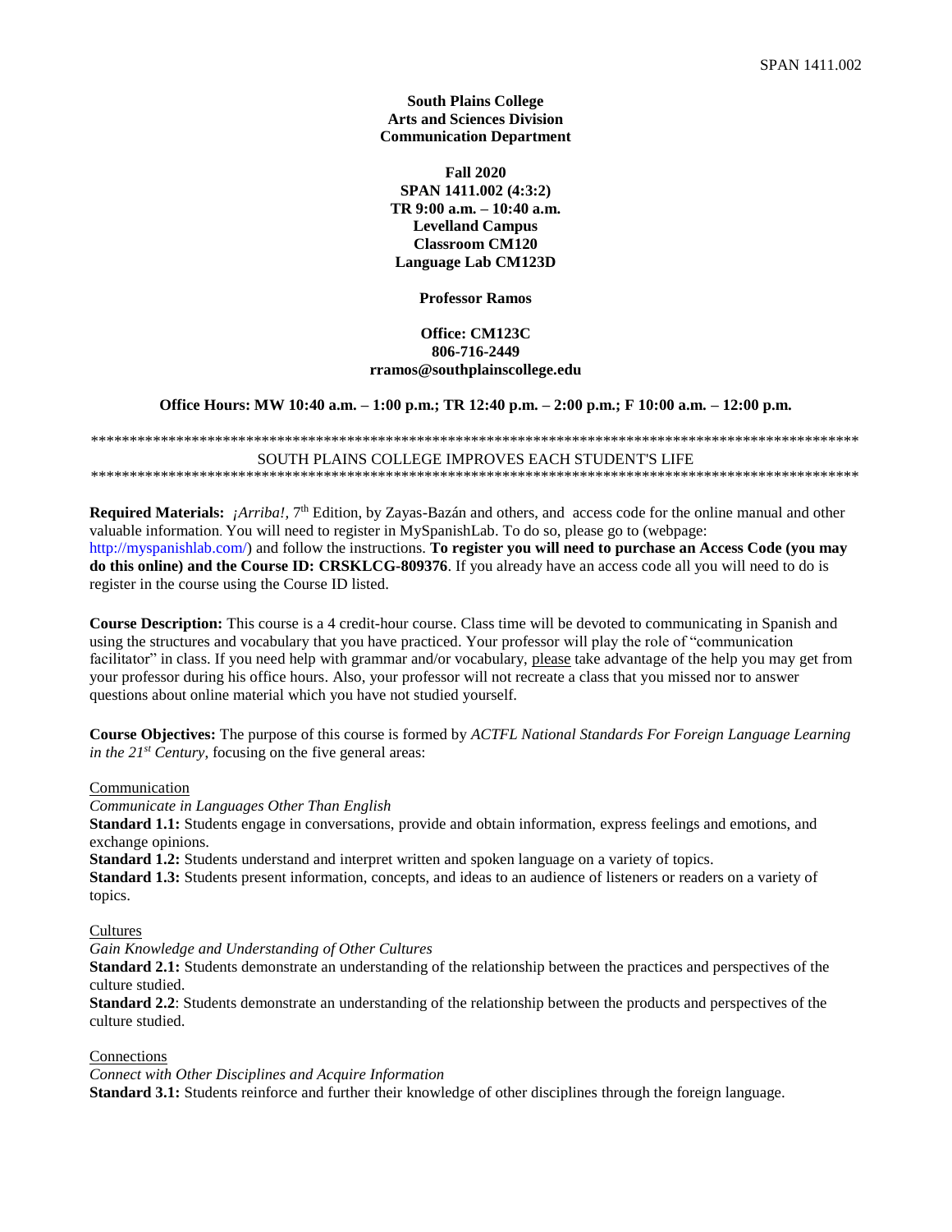**South Plains College**
**Arts and Sciences Division**
**Communication Department**

**Fall 2020**
**SPAN 1411.002 (4:3:2)**
**TR 9:00 a.m. – 10:40 a.m.**
**Levelland Campus**
**Classroom CM120**
**Language Lab CM123D**

**Professor Ramos**

**Office: CM123C**
**806-716-2449**
**rramos@southplainscollege.edu**

**Office Hours: MW 10:40 a.m. – 1:00 p.m.; TR 12:40 p.m. – 2:00 p.m.; F 10:00 a.m. – 12:00 p.m.**

****************************************************************************************************
SOUTH PLAINS COLLEGE IMPROVES EACH STUDENT'S LIFE
****************************************************************************************************

**Required Materials:** *¡Arriba!*, 7th Edition, by Zayas-Bazán and others, and access code for the online manual and other valuable information. You will need to register in MySpanishLab. To do so, please go to (webpage: http://myspanishlab.com/) and follow the instructions. **To register you will need to purchase an Access Code (you may do this online) and the Course ID: CRSKLCG-809376**. If you already have an access code all you will need to do is register in the course using the Course ID listed.

**Course Description:** This course is a 4 credit-hour course. Class time will be devoted to communicating in Spanish and using the structures and vocabulary that you have practiced. Your professor will play the role of "communication facilitator" in class. If you need help with grammar and/or vocabulary, please take advantage of the help you may get from your professor during his office hours. Also, your professor will not recreate a class that you missed nor to answer questions about online material which you have not studied yourself.

**Course Objectives:** The purpose of this course is formed by *ACTFL National Standards For Foreign Language Learning in the 21st Century*, focusing on the five general areas:

Communication

*Communicate in Languages Other Than English*

**Standard 1.1:** Students engage in conversations, provide and obtain information, express feelings and emotions, and exchange opinions.

**Standard 1.2:** Students understand and interpret written and spoken language on a variety of topics.

**Standard 1.3:** Students present information, concepts, and ideas to an audience of listeners or readers on a variety of topics.

Cultures

*Gain Knowledge and Understanding of Other Cultures*

**Standard 2.1:** Students demonstrate an understanding of the relationship between the practices and perspectives of the culture studied.

**Standard 2.2**: Students demonstrate an understanding of the relationship between the products and perspectives of the culture studied.

Connections

*Connect with Other Disciplines and Acquire Information*

**Standard 3.1:** Students reinforce and further their knowledge of other disciplines through the foreign language.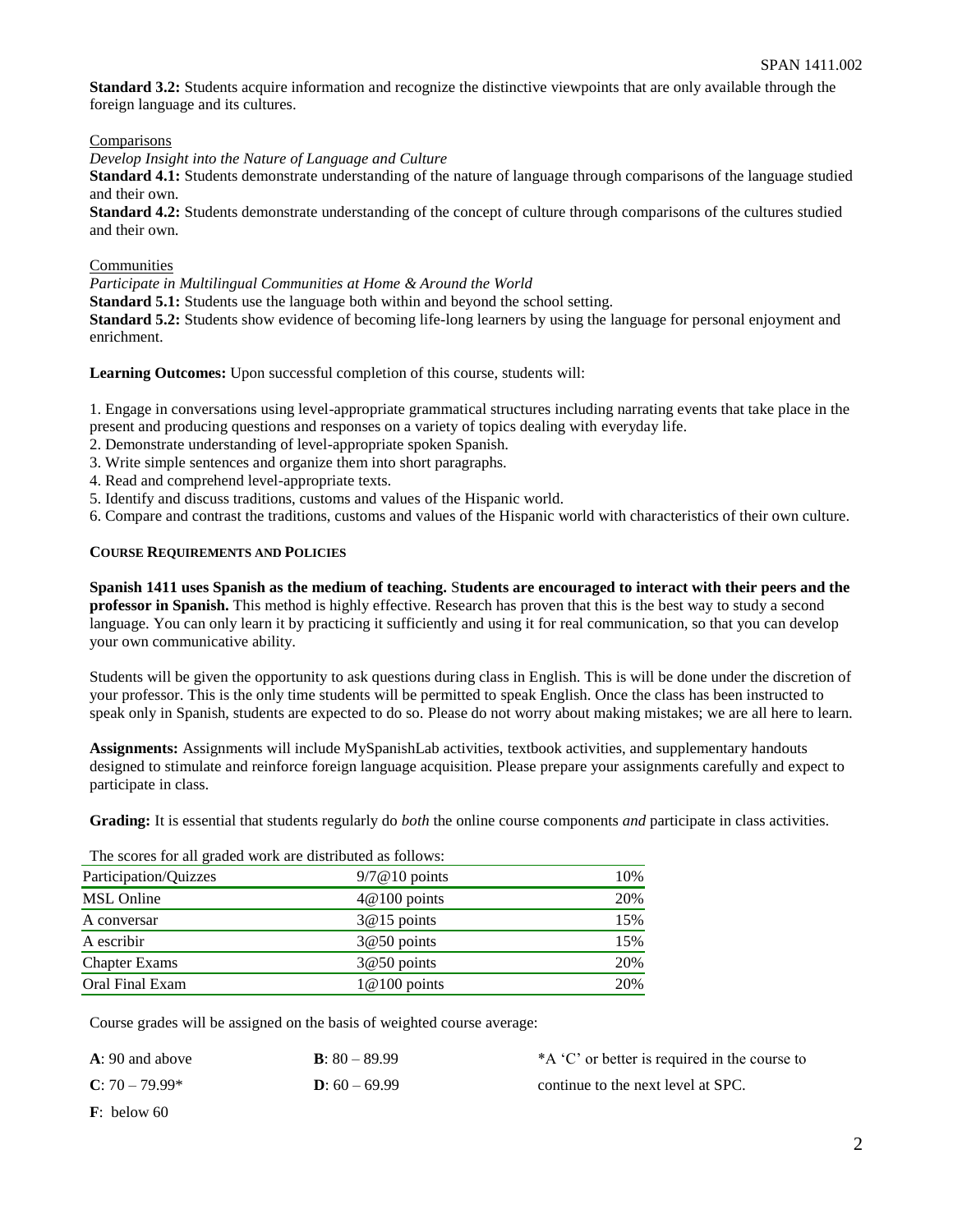**Standard 3.2:** Students acquire information and recognize the distinctive viewpoints that are only available through the foreign language and its cultures.

Comparisons

*Develop Insight into the Nature of Language and Culture*

**Standard 4.1:** Students demonstrate understanding of the nature of language through comparisons of the language studied and their own.

**Standard 4.2:** Students demonstrate understanding of the concept of culture through comparisons of the cultures studied and their own.

Communities

*Participate in Multilingual Communities at Home & Around the World*

**Standard 5.1:** Students use the language both within and beyond the school setting.

**Standard 5.2:** Students show evidence of becoming life-long learners by using the language for personal enjoyment and enrichment.

**Learning Outcomes:** Upon successful completion of this course, students will:

1. Engage in conversations using level-appropriate grammatical structures including narrating events that take place in the present and producing questions and responses on a variety of topics dealing with everyday life.
2. Demonstrate understanding of level-appropriate spoken Spanish.
3. Write simple sentences and organize them into short paragraphs.
4. Read and comprehend level-appropriate texts.
5. Identify and discuss traditions, customs and values of the Hispanic world.
6. Compare and contrast the traditions, customs and values of the Hispanic world with characteristics of their own culture.

**COURSE REQUIREMENTS AND POLICIES**

**Spanish 1411 uses Spanish as the medium of teaching.** S**tudents are encouraged to interact with their peers and the professor in Spanish.** This method is highly effective. Research has proven that this is the best way to study a second language. You can only learn it by practicing it sufficiently and using it for real communication, so that you can develop your own communicative ability.

Students will be given the opportunity to ask questions during class in English. This is will be done under the discretion of your professor. This is the only time students will be permitted to speak English. Once the class has been instructed to speak only in Spanish, students are expected to do so. Please do not worry about making mistakes; we are all here to learn.

**Assignments:** Assignments will include MySpanishLab activities, textbook activities, and supplementary handouts designed to stimulate and reinforce foreign language acquisition. Please prepare your assignments carefully and expect to participate in class.

**Grading:** It is essential that students regularly do *both* the online course components *and* participate in class activities.

The scores for all graded work are distributed as follows:

| | | |
|---|---|---|
| Participation/Quizzes | 9/7@10 points | 10% |
| MSL Online | 4@100 points | 20% |
| A conversar | 3@15 points | 15% |
| A escribir | 3@50 points | 15% |
| Chapter Exams | 3@50 points | 20% |
| Oral Final Exam | 1@100 points | 20% |

Course grades will be assigned on the basis of weighted course average:

**A**: 90 and above

**B**: 80 – 89.99

**C**: 70 – 79.99*

**D**: 60 – 69.99

**F**: below 60

*A 'C' or better is required in the course to continue to the next level at SPC.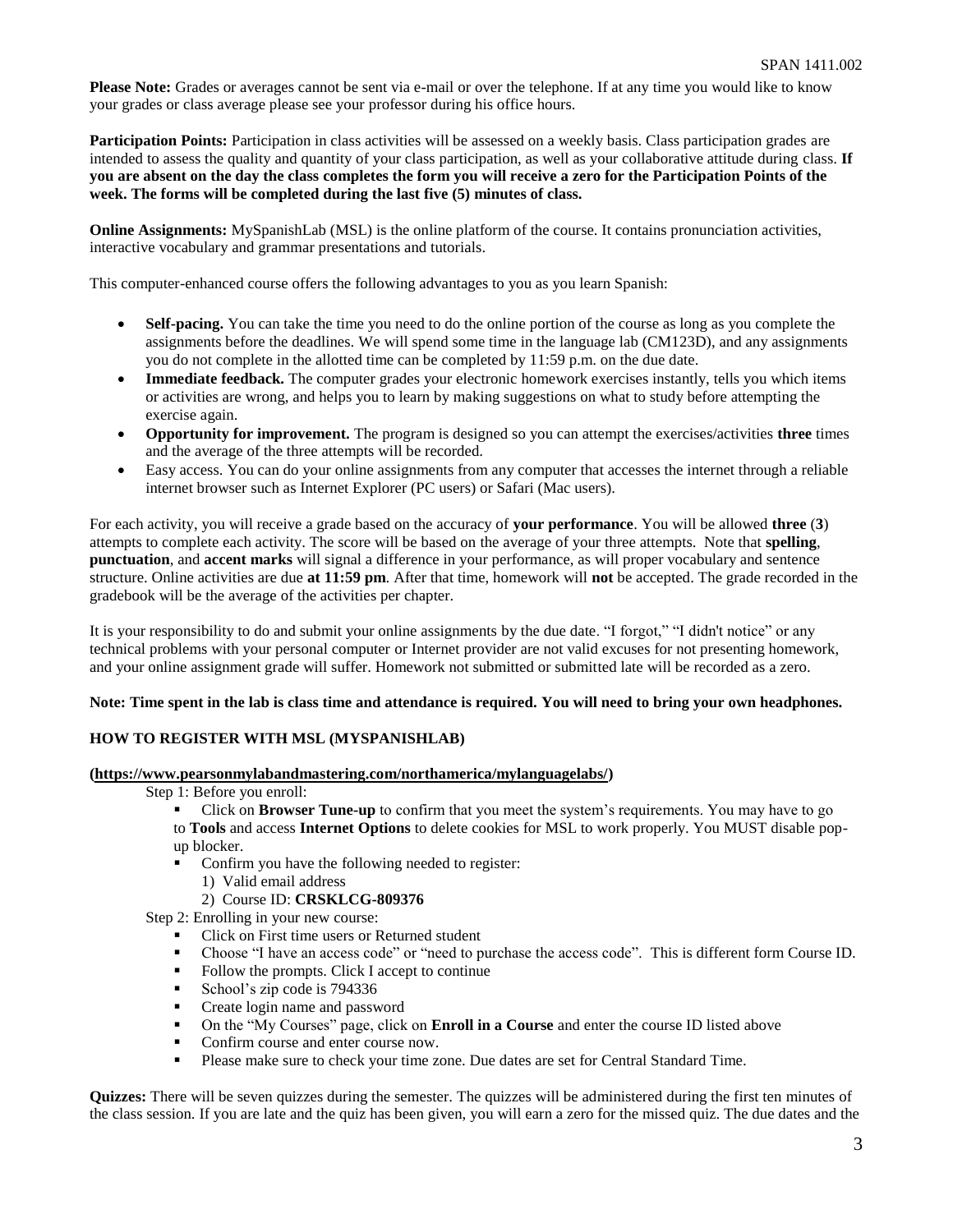**Please Note:** Grades or averages cannot be sent via e-mail or over the telephone. If at any time you would like to know your grades or class average please see your professor during his office hours.

**Participation Points:** Participation in class activities will be assessed on a weekly basis. Class participation grades are intended to assess the quality and quantity of your class participation, as well as your collaborative attitude during class. **If you are absent on the day the class completes the form you will receive a zero for the Participation Points of the week. The forms will be completed during the last five (5) minutes of class.**

**Online Assignments:** MySpanishLab (MSL) is the online platform of the course. It contains pronunciation activities, interactive vocabulary and grammar presentations and tutorials.

This computer-enhanced course offers the following advantages to you as you learn Spanish:

- **Self-pacing.** You can take the time you need to do the online portion of the course as long as you complete the assignments before the deadlines. We will spend some time in the language lab (CM123D), and any assignments you do not complete in the allotted time can be completed by 11:59 p.m. on the due date.
- **Immediate feedback.** The computer grades your electronic homework exercises instantly, tells you which items or activities are wrong, and helps you to learn by making suggestions on what to study before attempting the exercise again.
- **Opportunity for improvement.** The program is designed so you can attempt the exercises/activities **three** times and the average of the three attempts will be recorded.
- Easy access. You can do your online assignments from any computer that accesses the internet through a reliable internet browser such as Internet Explorer (PC users) or Safari (Mac users).

For each activity, you will receive a grade based on the accuracy of **your performance**. You will be allowed **three** (**3**) attempts to complete each activity. The score will be based on the average of your three attempts. Note that **spelling**, **punctuation**, and **accent marks** will signal a difference in your performance, as will proper vocabulary and sentence structure. Online activities are due **at 11:59 pm**. After that time, homework will **not** be accepted. The grade recorded in the gradebook will be the average of the activities per chapter.

It is your responsibility to do and submit your online assignments by the due date. "I forgot," "I didn't notice" or any technical problems with your personal computer or Internet provider are not valid excuses for not presenting homework, and your online assignment grade will suffer. Homework not submitted or submitted late will be recorded as a zero.

**Note: Time spent in the lab is class time and attendance is required. You will need to bring your own headphones.**

**HOW TO REGISTER WITH MSL (MYSPANISHLAB)**

**(https://www.pearsonmylabandmastering.com/northamerica/mylanguagelabs/)**

Step 1: Before you enroll:

- Click on **Browser Tune-up** to confirm that you meet the system's requirements. You may have to go to **Tools** and access **Internet Options** to delete cookies for MSL to work properly. You MUST disable pop-up blocker.
- Confirm you have the following needed to register:
  1) Valid email address
  2) Course ID: **CRSKLCG-809376**

Step 2: Enrolling in your new course:

- Click on First time users or Returned student
- Choose "I have an access code" or "need to purchase the access code". This is different form Course ID.
- Follow the prompts. Click I accept to continue
- School's zip code is 794336
- Create login name and password
- On the "My Courses" page, click on **Enroll in a Course** and enter the course ID listed above
- Confirm course and enter course now.
- Please make sure to check your time zone. Due dates are set for Central Standard Time.

**Quizzes:** There will be seven quizzes during the semester. The quizzes will be administered during the first ten minutes of the class session. If you are late and the quiz has been given, you will earn a zero for the missed quiz. The due dates and the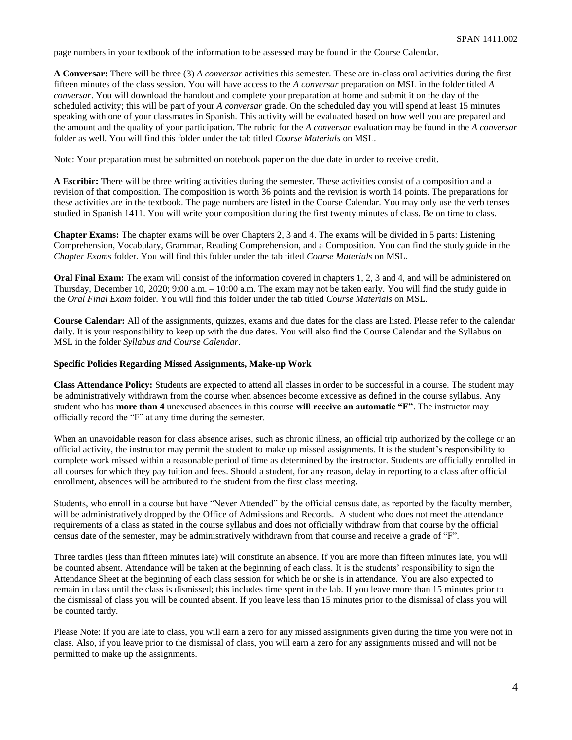page numbers in your textbook of the information to be assessed may be found in the Course Calendar.

**A Conversar:** There will be three (3) *A conversar* activities this semester. These are in-class oral activities during the first fifteen minutes of the class session. You will have access to the *A conversar* preparation on MSL in the folder titled *A conversar*. You will download the handout and complete your preparation at home and submit it on the day of the scheduled activity; this will be part of your *A conversar* grade. On the scheduled day you will spend at least 15 minutes speaking with one of your classmates in Spanish. This activity will be evaluated based on how well you are prepared and the amount and the quality of your participation. The rubric for the *A conversar* evaluation may be found in the *A conversar* folder as well. You will find this folder under the tab titled *Course Materials* on MSL.

Note: Your preparation must be submitted on notebook paper on the due date in order to receive credit.

**A Escribir:** There will be three writing activities during the semester. These activities consist of a composition and a revision of that composition. The composition is worth 36 points and the revision is worth 14 points. The preparations for these activities are in the textbook. The page numbers are listed in the Course Calendar. You may only use the verb tenses studied in Spanish 1411. You will write your composition during the first twenty minutes of class. Be on time to class.

**Chapter Exams:** The chapter exams will be over Chapters 2, 3 and 4. The exams will be divided in 5 parts: Listening Comprehension, Vocabulary, Grammar, Reading Comprehension, and a Composition. You can find the study guide in the *Chapter Exams* folder. You will find this folder under the tab titled *Course Materials* on MSL.

**Oral Final Exam:** The exam will consist of the information covered in chapters 1, 2, 3 and 4, and will be administered on Thursday, December 10, 2020; 9:00 a.m. – 10:00 a.m. The exam may not be taken early. You will find the study guide in the *Oral Final Exam* folder. You will find this folder under the tab titled *Course Materials* on MSL.

**Course Calendar:** All of the assignments, quizzes, exams and due dates for the class are listed. Please refer to the calendar daily. It is your responsibility to keep up with the due dates. You will also find the Course Calendar and the Syllabus on MSL in the folder *Syllabus and Course Calendar*.

**Specific Policies Regarding Missed Assignments, Make-up Work**

**Class Attendance Policy:** Students are expected to attend all classes in order to be successful in a course. The student may be administratively withdrawn from the course when absences become excessive as defined in the course syllabus. Any student who has <u>**more than 4**</u> unexcused absences in this course <u>**will receive an automatic "F"**</u>. The instructor may officially record the "F" at any time during the semester.

When an unavoidable reason for class absence arises, such as chronic illness, an official trip authorized by the college or an official activity, the instructor may permit the student to make up missed assignments. It is the student's responsibility to complete work missed within a reasonable period of time as determined by the instructor. Students are officially enrolled in all courses for which they pay tuition and fees. Should a student, for any reason, delay in reporting to a class after official enrollment, absences will be attributed to the student from the first class meeting.

Students, who enroll in a course but have "Never Attended" by the official census date, as reported by the faculty member, will be administratively dropped by the Office of Admissions and Records. A student who does not meet the attendance requirements of a class as stated in the course syllabus and does not officially withdraw from that course by the official census date of the semester, may be administratively withdrawn from that course and receive a grade of "F".

Three tardies (less than fifteen minutes late) will constitute an absence. If you are more than fifteen minutes late, you will be counted absent. Attendance will be taken at the beginning of each class. It is the students' responsibility to sign the Attendance Sheet at the beginning of each class session for which he or she is in attendance. You are also expected to remain in class until the class is dismissed; this includes time spent in the lab. If you leave more than 15 minutes prior to the dismissal of class you will be counted absent. If you leave less than 15 minutes prior to the dismissal of class you will be counted tardy.

Please Note: If you are late to class, you will earn a zero for any missed assignments given during the time you were not in class. Also, if you leave prior to the dismissal of class, you will earn a zero for any assignments missed and will not be permitted to make up the assignments.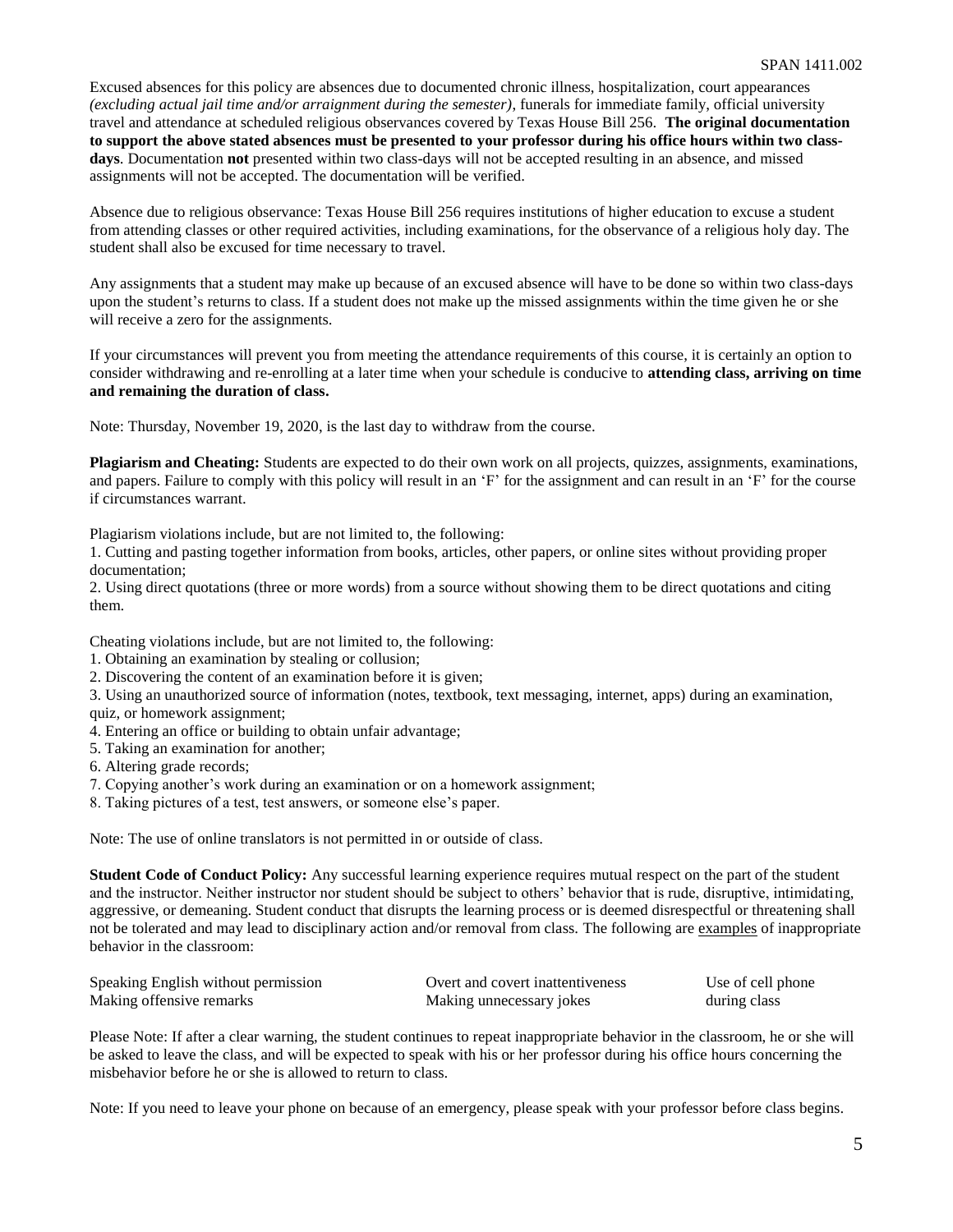Excused absences for this policy are absences due to documented chronic illness, hospitalization, court appearances *(excluding actual jail time and/or arraignment during the semester)*, funerals for immediate family, official university travel and attendance at scheduled religious observances covered by Texas House Bill 256. **The original documentation to support the above stated absences must be presented to your professor during his office hours within two class-days**. Documentation **not** presented within two class-days will not be accepted resulting in an absence, and missed assignments will not be accepted. The documentation will be verified.

Absence due to religious observance: Texas House Bill 256 requires institutions of higher education to excuse a student from attending classes or other required activities, including examinations, for the observance of a religious holy day. The student shall also be excused for time necessary to travel.

Any assignments that a student may make up because of an excused absence will have to be done so within two class-days upon the student's returns to class. If a student does not make up the missed assignments within the time given he or she will receive a zero for the assignments.

If your circumstances will prevent you from meeting the attendance requirements of this course, it is certainly an option to consider withdrawing and re-enrolling at a later time when your schedule is conducive to **attending class, arriving on time and remaining the duration of class.**

Note: Thursday, November 19, 2020, is the last day to withdraw from the course.

**Plagiarism and Cheating:** Students are expected to do their own work on all projects, quizzes, assignments, examinations, and papers. Failure to comply with this policy will result in an 'F' for the assignment and can result in an 'F' for the course if circumstances warrant.

Plagiarism violations include, but are not limited to, the following:

1. Cutting and pasting together information from books, articles, other papers, or online sites without providing proper documentation;
2. Using direct quotations (three or more words) from a source without showing them to be direct quotations and citing them.

Cheating violations include, but are not limited to, the following:

1. Obtaining an examination by stealing or collusion;
2. Discovering the content of an examination before it is given;
3. Using an unauthorized source of information (notes, textbook, text messaging, internet, apps) during an examination, quiz, or homework assignment;
4. Entering an office or building to obtain unfair advantage;
5. Taking an examination for another;
6. Altering grade records;
7. Copying another's work during an examination or on a homework assignment;
8. Taking pictures of a test, test answers, or someone else's paper.

Note: The use of online translators is not permitted in or outside of class.

**Student Code of Conduct Policy:** Any successful learning experience requires mutual respect on the part of the student and the instructor. Neither instructor nor student should be subject to others' behavior that is rude, disruptive, intimidating, aggressive, or demeaning. Student conduct that disrupts the learning process or is deemed disrespectful or threatening shall not be tolerated and may lead to disciplinary action and/or removal from class. The following are examples of inappropriate behavior in the classroom:

- Speaking English without permission
- Making offensive remarks
- Overt and covert inattentiveness
- Making unnecessary jokes
- Use of cell phone during class

Please Note: If after a clear warning, the student continues to repeat inappropriate behavior in the classroom, he or she will be asked to leave the class, and will be expected to speak with his or her professor during his office hours concerning the misbehavior before he or she is allowed to return to class.

Note: If you need to leave your phone on because of an emergency, please speak with your professor before class begins.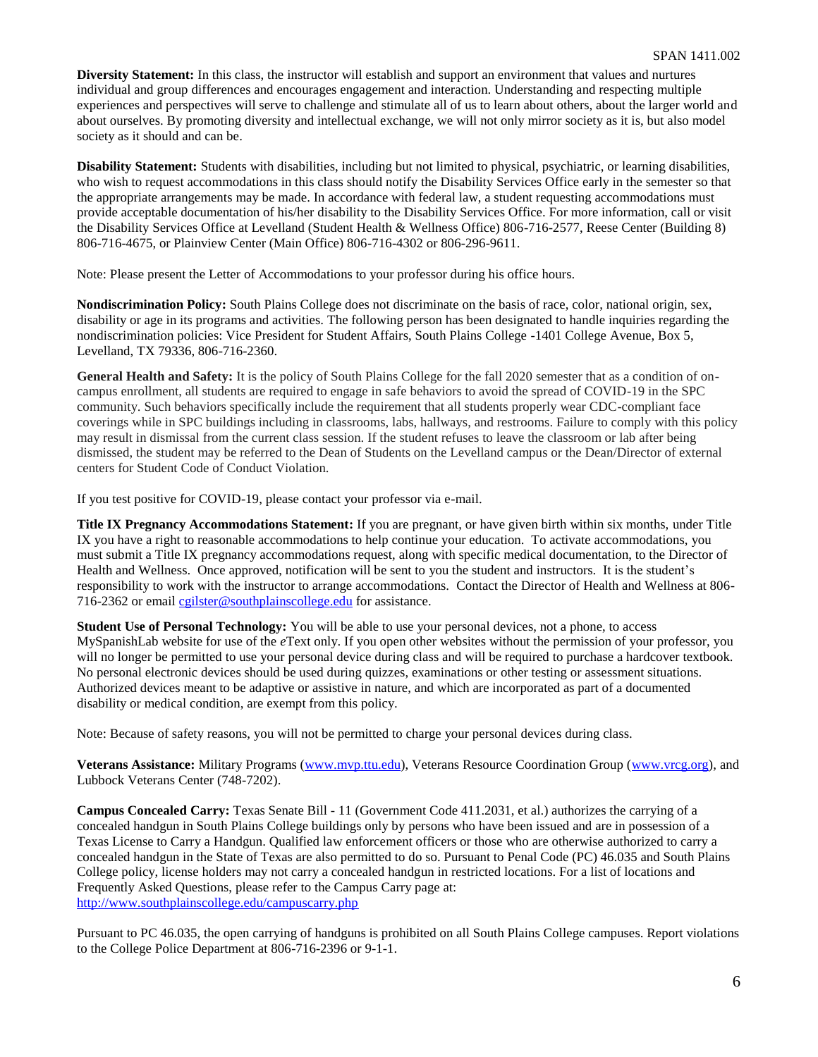**Diversity Statement:** In this class, the instructor will establish and support an environment that values and nurtures individual and group differences and encourages engagement and interaction. Understanding and respecting multiple experiences and perspectives will serve to challenge and stimulate all of us to learn about others, about the larger world and about ourselves. By promoting diversity and intellectual exchange, we will not only mirror society as it is, but also model society as it should and can be.

**Disability Statement:** Students with disabilities, including but not limited to physical, psychiatric, or learning disabilities, who wish to request accommodations in this class should notify the Disability Services Office early in the semester so that the appropriate arrangements may be made. In accordance with federal law, a student requesting accommodations must provide acceptable documentation of his/her disability to the Disability Services Office. For more information, call or visit the Disability Services Office at Levelland (Student Health & Wellness Office) 806-716-2577, Reese Center (Building 8) 806-716-4675, or Plainview Center (Main Office) 806-716-4302 or 806-296-9611.

Note: Please present the Letter of Accommodations to your professor during his office hours.

**Nondiscrimination Policy:** South Plains College does not discriminate on the basis of race, color, national origin, sex, disability or age in its programs and activities. The following person has been designated to handle inquiries regarding the nondiscrimination policies: Vice President for Student Affairs, South Plains College -1401 College Avenue, Box 5, Levelland, TX 79336, 806-716-2360.

**General Health and Safety:** It is the policy of South Plains College for the fall 2020 semester that as a condition of on-campus enrollment, all students are required to engage in safe behaviors to avoid the spread of COVID-19 in the SPC community. Such behaviors specifically include the requirement that all students properly wear CDC-compliant face coverings while in SPC buildings including in classrooms, labs, hallways, and restrooms. Failure to comply with this policy may result in dismissal from the current class session. If the student refuses to leave the classroom or lab after being dismissed, the student may be referred to the Dean of Students on the Levelland campus or the Dean/Director of external centers for Student Code of Conduct Violation.

If you test positive for COVID-19, please contact your professor via e-mail.

**Title IX Pregnancy Accommodations Statement:** If you are pregnant, or have given birth within six months, under Title IX you have a right to reasonable accommodations to help continue your education. To activate accommodations, you must submit a Title IX pregnancy accommodations request, along with specific medical documentation, to the Director of Health and Wellness. Once approved, notification will be sent to you the student and instructors. It is the student's responsibility to work with the instructor to arrange accommodations. Contact the Director of Health and Wellness at 806-716-2362 or email cgilster@southplainscollege.edu for assistance.

**Student Use of Personal Technology:** You will be able to use your personal devices, not a phone, to access MySpanishLab website for use of the *e*Text only. If you open other websites without the permission of your professor, you will no longer be permitted to use your personal device during class and will be required to purchase a hardcover textbook. No personal electronic devices should be used during quizzes, examinations or other testing or assessment situations. Authorized devices meant to be adaptive or assistive in nature, and which are incorporated as part of a documented disability or medical condition, are exempt from this policy.

Note: Because of safety reasons, you will not be permitted to charge your personal devices during class.

**Veterans Assistance:** Military Programs (www.mvp.ttu.edu), Veterans Resource Coordination Group (www.vrcg.org), and Lubbock Veterans Center (748-7202).

**Campus Concealed Carry:** Texas Senate Bill - 11 (Government Code 411.2031, et al.) authorizes the carrying of a concealed handgun in South Plains College buildings only by persons who have been issued and are in possession of a Texas License to Carry a Handgun. Qualified law enforcement officers or those who are otherwise authorized to carry a concealed handgun in the State of Texas are also permitted to do so. Pursuant to Penal Code (PC) 46.035 and South Plains College policy, license holders may not carry a concealed handgun in restricted locations. For a list of locations and Frequently Asked Questions, please refer to the Campus Carry page at: http://www.southplainscollege.edu/campuscarry.php

Pursuant to PC 46.035, the open carrying of handguns is prohibited on all South Plains College campuses. Report violations to the College Police Department at 806-716-2396 or 9-1-1.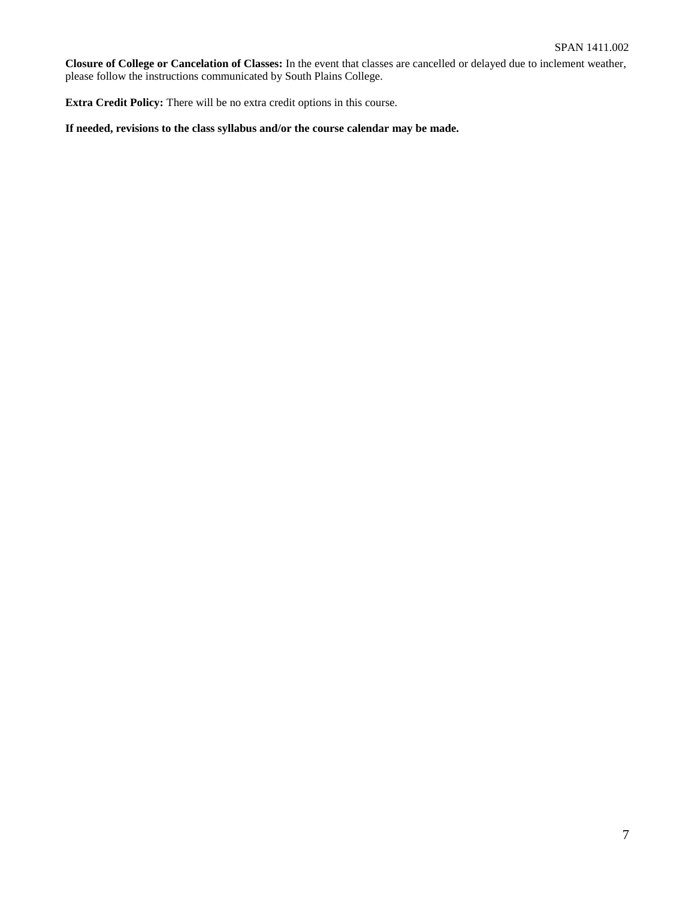**Closure of College or Cancelation of Classes:** In the event that classes are cancelled or delayed due to inclement weather, please follow the instructions communicated by South Plains College.

**Extra Credit Policy:** There will be no extra credit options in this course.

**If needed, revisions to the class syllabus and/or the course calendar may be made.**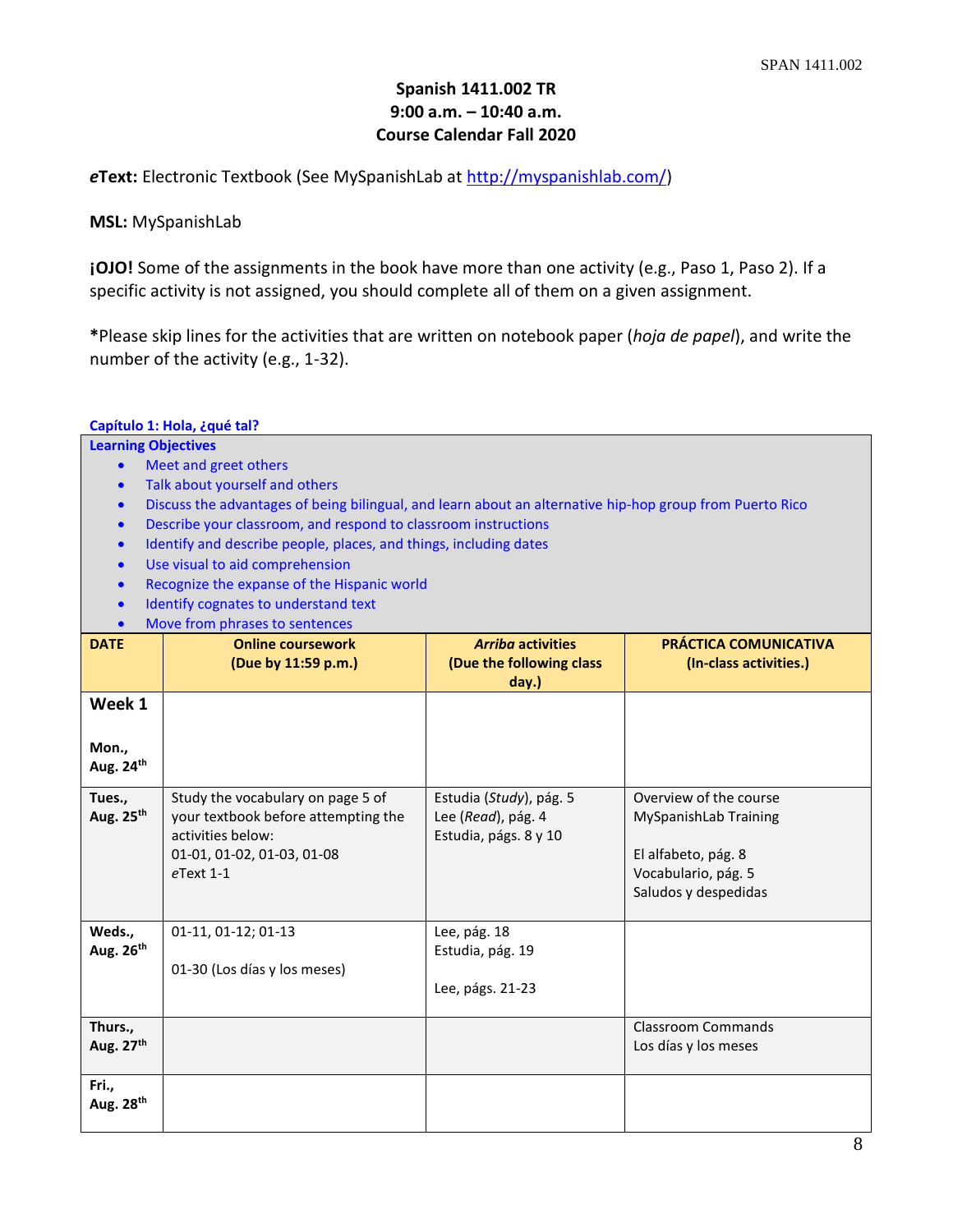# Spanish 1411.002 TR
# 9:00 a.m. – 10:40 a.m.
# Course Calendar Fall 2020

***e*Text:** Electronic Textbook (See MySpanishLab at http://myspanishlab.com/)

**MSL:** MySpanishLab

**¡OJO!** Some of the assignments in the book have more than one activity (e.g., Paso 1, Paso 2). If a specific activity is not assigned, you should complete all of them on a given assignment.

**\***Please skip lines for the activities that are written on notebook paper (*hoja de papel*), and write the number of the activity (e.g., 1-32).

## Capítulo 1: Hola, ¿qué tal?

**Learning Objectives**

- Meet and greet others
- Talk about yourself and others
- Discuss the advantages of being bilingual, and learn about an alternative hip-hop group from Puerto Rico
- Describe your classroom, and respond to classroom instructions
- Identify and describe people, places, and things, including dates
- Use visual to aid comprehension
- Recognize the expanse of the Hispanic world
- Identify cognates to understand text
- Move from phrases to sentences

| DATE | Online coursework (Due by 11:59 p.m.) | *Arriba* activities (Due the following class day.) | PRÁCTICA COMUNICATIVA (In-class activities.) |
|---|---|---|---|
| **Week 1**<br><br>**Mon., Aug. 24th** | | | |
| **Tues., Aug. 25th** | Study the vocabulary on page 5 of your textbook before attempting the activities below:<br>01-01, 01-02, 01-03, 01-08<br>*e*Text 1-1 | Estudia (*Study*), pág. 5<br>Lee (*Read*), pág. 4<br>Estudia, págs. 8 y 10 | Overview of the course<br>MySpanishLab Training<br><br>El alfabeto, pág. 8<br>Vocabulario, pág. 5<br>Saludos y despedidas |
| **Weds., Aug. 26th** | 01-11, 01-12; 01-13<br><br>01-30 (Los días y los meses) | Lee, pág. 18<br>Estudia, pág. 19<br><br>Lee, págs. 21-23 | |
| **Thurs., Aug. 27th** | | | Classroom Commands<br>Los días y los meses |
| **Fri., Aug. 28th** | | | |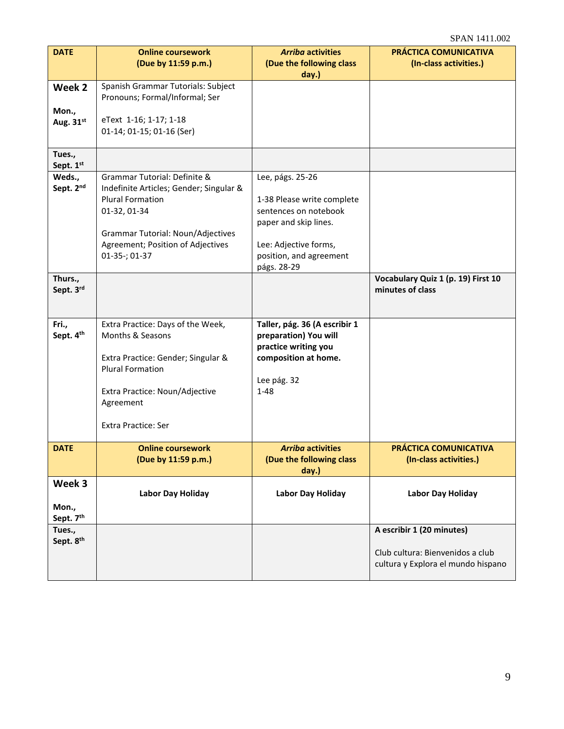| DATE | Online coursework (Due by 11:59 p.m.) | *Arriba* activities (Due the following class day.) | PRÁCTICA COMUNICATIVA (In-class activities.) |
|---|---|---|---|
| **Week 2** **Mon., Aug. 31st** | Spanish Grammar Tutorials: Subject Pronouns; Formal/Informal; Ser<br><br>eText 1-16; 1-17; 1-18<br>01-14; 01-15; 01-16 (Ser) | | |
| **Tues., Sept. 1st** | | | |
| **Weds., Sept. 2nd** | Grammar Tutorial: Definite & Indefinite Articles; Gender; Singular & Plural Formation<br>01-32, 01-34<br><br>Grammar Tutorial: Noun/Adjectives Agreement; Position of Adjectives<br>01-35-; 01-37 | Lee, págs. 25-26<br><br>1-38 Please write complete sentences on notebook paper and skip lines.<br><br>Lee: Adjective forms, position, and agreement págs. 28-29 | |
| **Thurs., Sept. 3rd** | | | **Vocabulary Quiz 1 (p. 19) First 10 minutes of class** |
| **Fri., Sept. 4th** | Extra Practice: Days of the Week, Months & Seasons<br><br>Extra Practice: Gender; Singular & Plural Formation<br><br>Extra Practice: Noun/Adjective Agreement<br><br>Extra Practice: Ser | **Taller, pág. 36 (A escribir 1 preparation) You will practice writing you composition at home.**<br><br>Lee pág. 32<br>1-48 | |
| **DATE** | **Online coursework (Due by 11:59 p.m.)** | ***Arriba* activities (Due the following class day.)** | **PRÁCTICA COMUNICATIVA (In-class activities.)** |
| **Week 3** **Mon., Sept. 7th** | **Labor Day Holiday** | **Labor Day Holiday** | **Labor Day Holiday** |
| **Tues., Sept. 8th** | | | **A escribir 1 (20 minutes)**<br><br>Club cultura: Bienvenidos a club cultura y Explora el mundo hispano |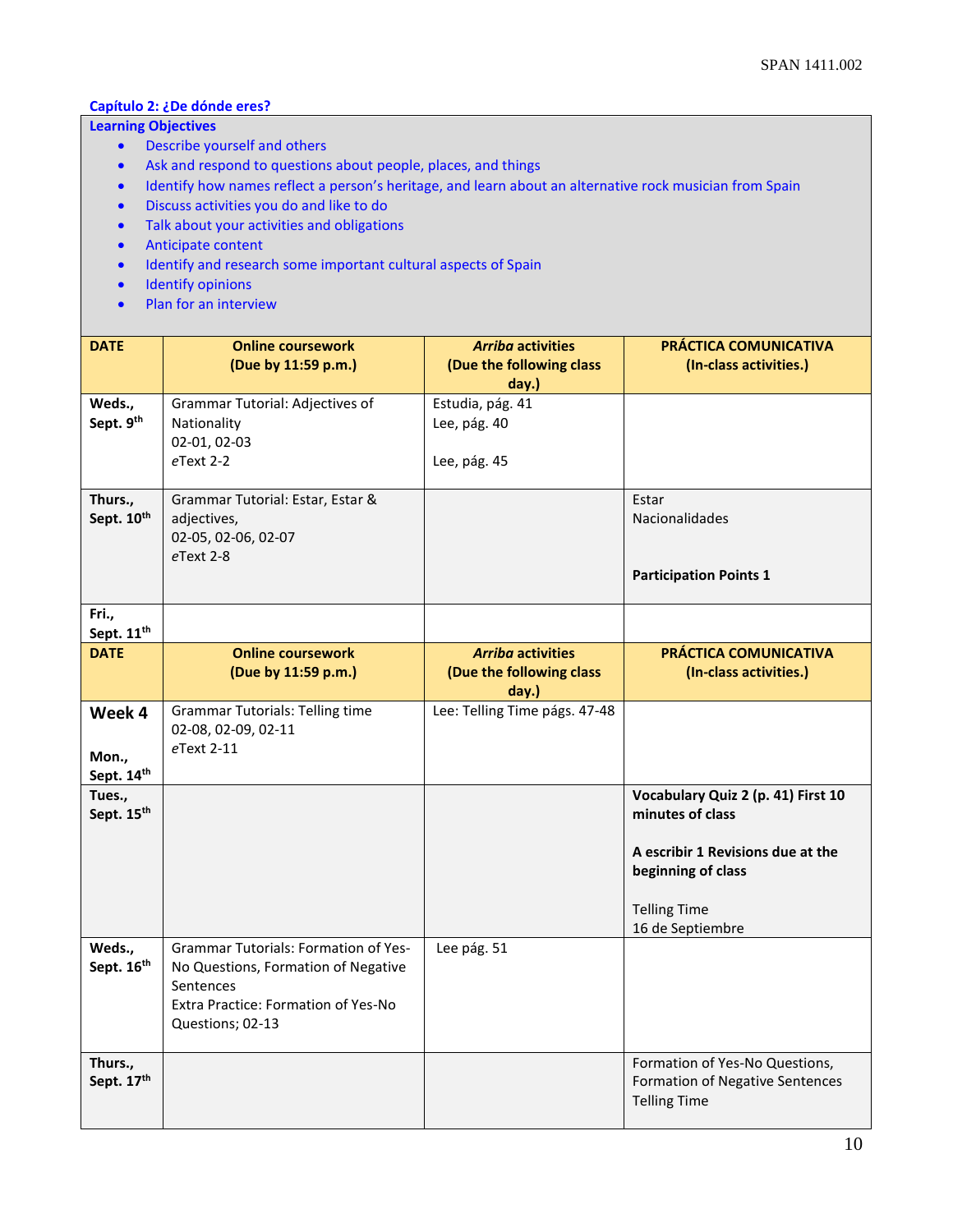**Capítulo 2: ¿De dónde eres?**

**Learning Objectives**

- Describe yourself and others
- Ask and respond to questions about people, places, and things
- Identify how names reflect a person's heritage, and learn about an alternative rock musician from Spain
- Discuss activities you do and like to do
- Talk about your activities and obligations
- Anticipate content
- Identify and research some important cultural aspects of Spain
- Identify opinions
- Plan for an interview

| DATE | Online coursework (Due by 11:59 p.m.) | *Arriba* activities (Due the following class day.) | PRÁCTICA COMUNICATIVA (In-class activities.) |
|---|---|---|---|
| **Weds., Sept. 9th** | Grammar Tutorial: Adjectives of Nationality<br>02-01, 02-03<br>*e*Text 2-2 | Estudia, pág. 41<br>Lee, pág. 40<br><br>Lee, pág. 45 | |
| **Thurs., Sept. 10th** | Grammar Tutorial: Estar, Estar & adjectives,<br>02-05, 02-06, 02-07<br>*e*Text 2-8 | | Estar<br>Nacionalidades<br><br>**Participation Points 1** |
| **Fri., Sept. 11th** | | | |
| **DATE** | **Online coursework (Due by 11:59 p.m.)** | ***Arriba* activities (Due the following class day.)** | **PRÁCTICA COMUNICATIVA (In-class activities.)** |
| **Week 4**<br><br>**Mon., Sept. 14th** | Grammar Tutorials: Telling time<br>02-08, 02-09, 02-11<br>*e*Text 2-11 | Lee: Telling Time págs. 47-48 | |
| **Tues., Sept. 15th** | | | **Vocabulary Quiz 2 (p. 41) First 10 minutes of class**<br><br>**A escribir 1 Revisions due at the beginning of class**<br><br>Telling Time<br>16 de Septiembre |
| **Weds., Sept. 16th** | Grammar Tutorials: Formation of Yes-No Questions, Formation of Negative Sentences<br>Extra Practice: Formation of Yes-No Questions; 02-13 | Lee pág. 51 | |
| **Thurs., Sept. 17th** | | | Formation of Yes-No Questions, Formation of Negative Sentences<br>Telling Time |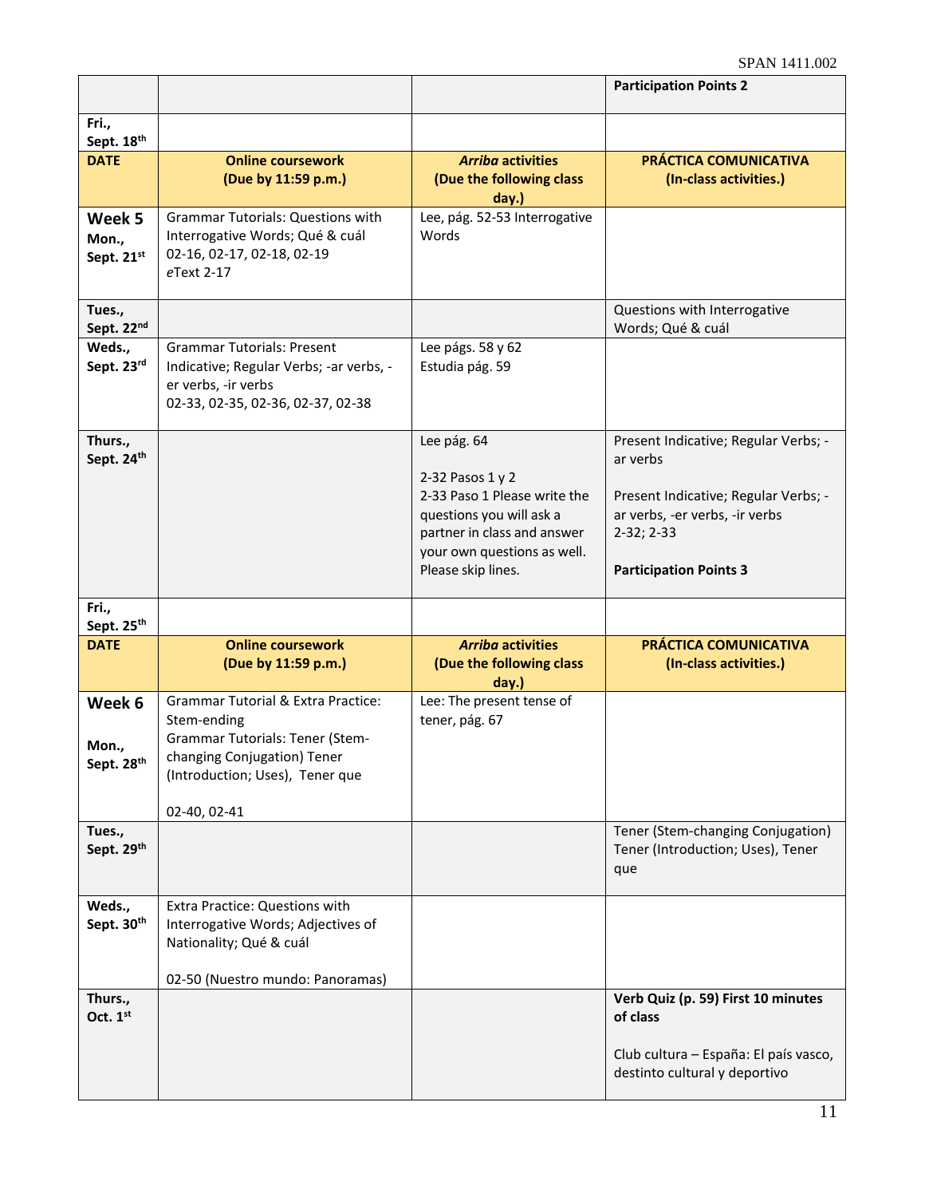| | | | **Participation Points 2** |
|---|---|---|---|
| **Fri., Sept. 18th** | | | |
| **DATE** | **Online coursework (Due by 11:59 p.m.)** | ***Arriba* activities (Due the following class day.)** | **PRÁCTICA COMUNICATIVA (In-class activities.)** |
| **Week 5** **Mon., Sept. 21st** | Grammar Tutorials: Questions with Interrogative Words; Qué & cuál 02-16, 02-17, 02-18, 02-19 *e*Text 2-17 | Lee, pág. 52-53 Interrogative Words | |
| **Tues., Sept. 22nd** | | | Questions with Interrogative Words; Qué & cuál |
| **Weds., Sept. 23rd** | Grammar Tutorials: Present Indicative; Regular Verbs; -ar verbs, -er verbs, -ir verbs 02-33, 02-35, 02-36, 02-37, 02-38 | Lee págs. 58 y 62 Estudia pág. 59 | |
| **Thurs., Sept. 24th** | | Lee pág. 64<br><br>2-32 Pasos 1 y 2<br>2-33 Paso 1 Please write the questions you will ask a partner in class and answer your own questions as well. Please skip lines. | Present Indicative; Regular Verbs; -ar verbs<br><br>Present Indicative; Regular Verbs; -ar verbs, -er verbs, -ir verbs<br>2-32; 2-33<br><br>**Participation Points 3** |
| **Fri., Sept. 25th** | | | |
| **DATE** | **Online coursework (Due by 11:59 p.m.)** | ***Arriba* activities (Due the following class day.)** | **PRÁCTICA COMUNICATIVA (In-class activities.)** |
| **Week 6** **Mon., Sept. 28th** | Grammar Tutorial & Extra Practice: Stem-ending<br>Grammar Tutorials: Tener (Stem-changing Conjugation) Tener (Introduction; Uses), Tener que<br><br>02-40, 02-41 | Lee: The present tense of tener, pág. 67 | |
| **Tues., Sept. 29th** | | | Tener (Stem-changing Conjugation) Tener (Introduction; Uses), Tener que |
| **Weds., Sept. 30th** | Extra Practice: Questions with Interrogative Words; Adjectives of Nationality; Qué & cuál<br><br>02-50 (Nuestro mundo: Panoramas) | | |
| **Thurs., Oct. 1st** | | | **Verb Quiz (p. 59) First 10 minutes of class**<br><br>Club cultura – España: El país vasco, destinto cultural y deportivo |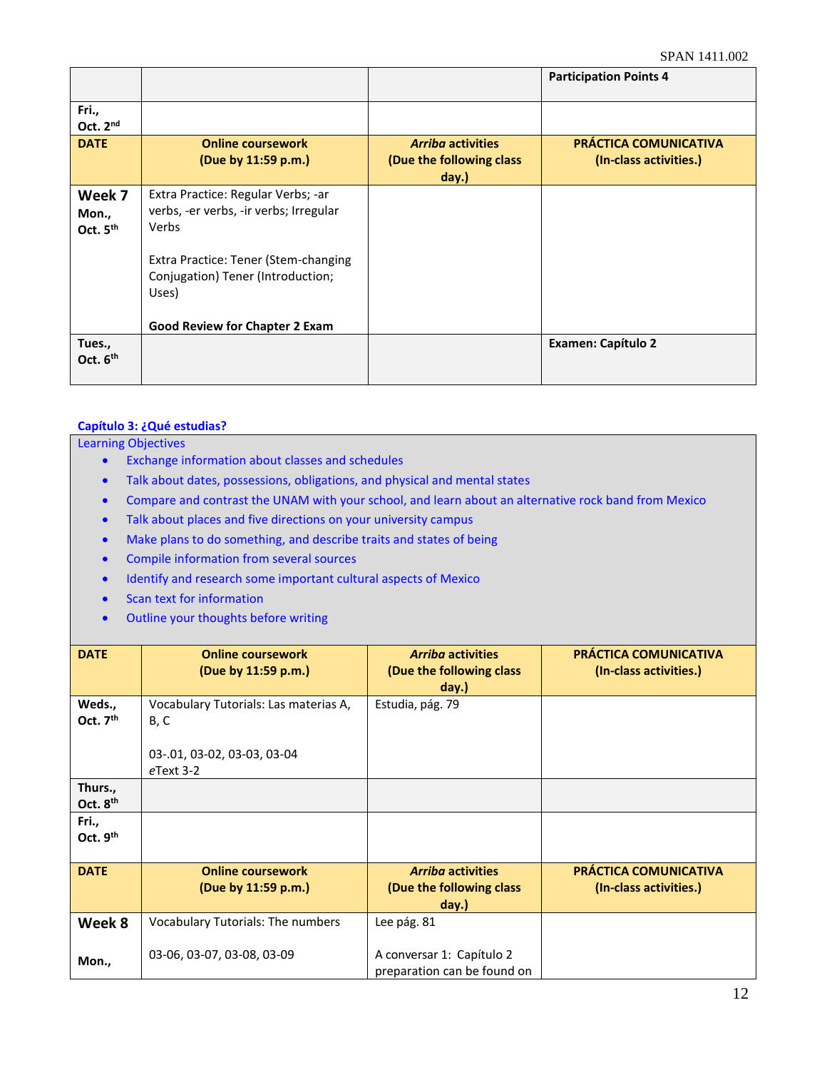| | | | Participation Points 4 |
|---|---|---|---|
| Fri., Oct. 2nd | | | |
| **DATE** | **Online coursework (Due by 11:59 p.m.)** | ***Arriba* activities (Due the following class day.)** | **PRÁCTICA COMUNICATIVA (In-class activities.)** |
| **Week 7** Mon., Oct. 5th | Extra Practice: Regular Verbs; -ar verbs, -er verbs, -ir verbs; Irregular Verbs<br><br>Extra Practice: Tener (Stem-changing Conjugation) Tener (Introduction; Uses)<br><br>**Good Review for Chapter 2 Exam** | | |
| Tues., Oct. 6th | | | **Examen: Capítulo 2** |

**Capítulo 3: ¿Qué estudias?**

Learning Objectives

- Exchange information about classes and schedules
- Talk about dates, possessions, obligations, and physical and mental states
- Compare and contrast the UNAM with your school, and learn about an alternative rock band from Mexico
- Talk about places and five directions on your university campus
- Make plans to do something, and describe traits and states of being
- Compile information from several sources
- Identify and research some important cultural aspects of Mexico
- Scan text for information
- Outline your thoughts before writing

| **DATE** | **Online coursework (Due by 11:59 p.m.)** | ***Arriba* activities (Due the following class day.)** | **PRÁCTICA COMUNICATIVA (In-class activities.)** |
|---|---|---|---|
| Weds., Oct. 7th | Vocabulary Tutorials: Las materias A, B, C<br><br>03-.01, 03-02, 03-03, 03-04<br>*e*Text 3-2 | Estudia, pág. 79 | |
| Thurs., Oct. 8th | | | |
| Fri., Oct. 9th | | | |
| **DATE** | **Online coursework (Due by 11:59 p.m.)** | ***Arriba* activities (Due the following class day.)** | **PRÁCTICA COMUNICATIVA (In-class activities.)** |
| **Week 8**<br><br>Mon., | Vocabulary Tutorials: The numbers<br><br>03-06, 03-07, 03-08, 03-09 | Lee pág. 81<br><br>A conversar 1: Capítulo 2 preparation can be found on | |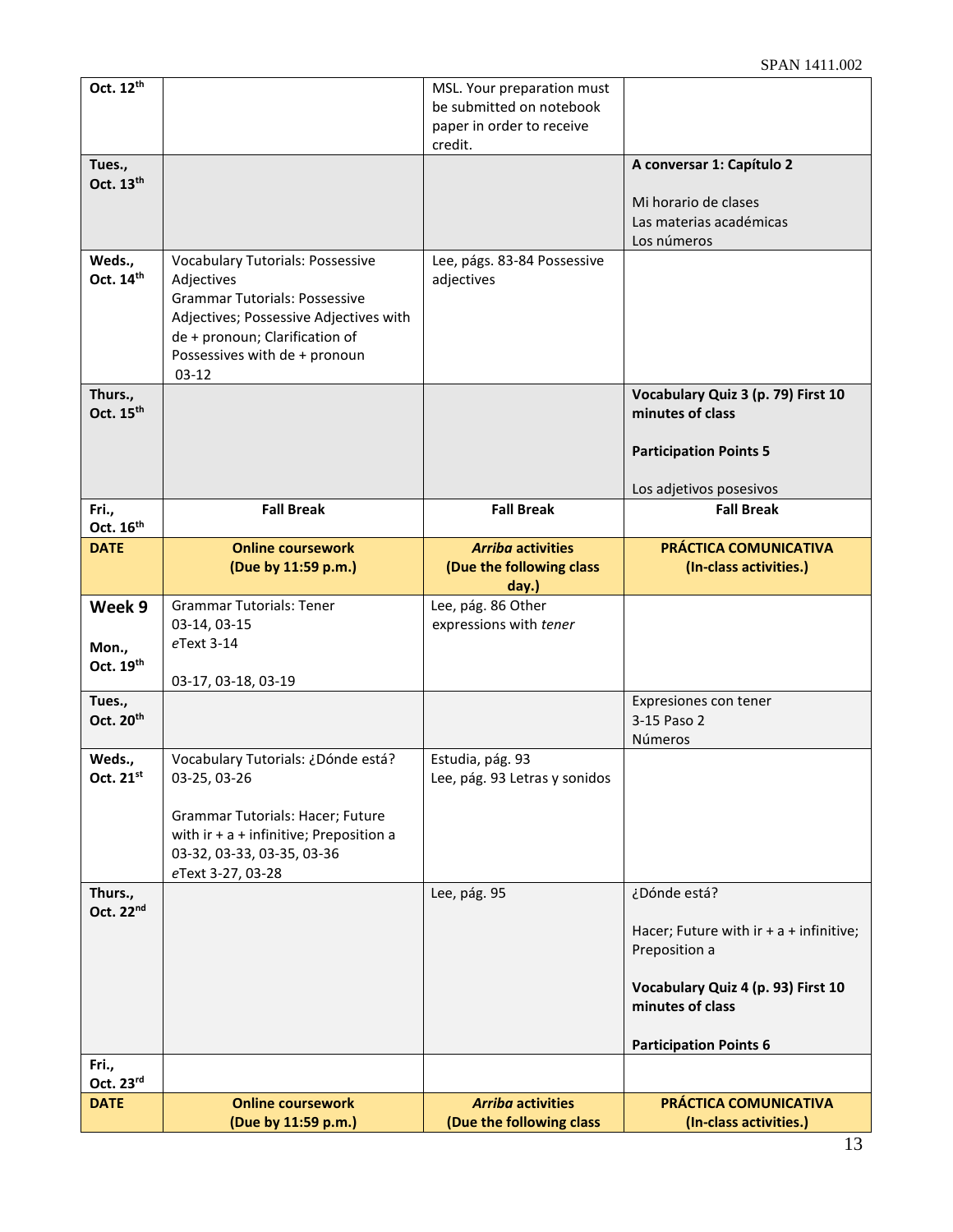| Oct. 12th | | MSL. Your preparation must be submitted on notebook paper in order to receive credit. | |
|---|---|---|---|
| **Tues., Oct. 13th** | | | **A conversar 1: Capítulo 2**<br><br>Mi horario de clases<br>Las materias académicas<br>Los números |
| **Weds., Oct. 14th** | Vocabulary Tutorials: Possessive Adjectives<br>Grammar Tutorials: Possessive Adjectives; Possessive Adjectives with de + pronoun; Clarification of Possessives with de + pronoun<br>03-12 | Lee, págs. 83-84 Possessive adjectives | |
| **Thurs., Oct. 15th** | | | **Vocabulary Quiz 3 (p. 79) First 10 minutes of class**<br><br>**Participation Points 5**<br><br>Los adjetivos posesivos |
| **Fri., Oct. 16th** | **Fall Break** | **Fall Break** | **Fall Break** |
| **DATE** | **Online coursework (Due by 11:59 p.m.)** | ***Arriba* activities (Due the following class day.)** | **PRÁCTICA COMUNICATIVA (In-class activities.)** |
| **Week 9**<br><br>**Mon., Oct. 19th** | Grammar Tutorials: Tener<br>03-14, 03-15<br>*e*Text 3-14<br><br>03-17, 03-18, 03-19 | Lee, pág. 86 Other expressions with *tener* | |
| **Tues., Oct. 20th** | | | Expresiones con tener<br>3-15 Paso 2<br>Números |
| **Weds., Oct. 21st** | Vocabulary Tutorials: ¿Dónde está?<br>03-25, 03-26<br><br>Grammar Tutorials: Hacer; Future with ir + a + infinitive; Preposition a<br>03-32, 03-33, 03-35, 03-36<br>*e*Text 3-27, 03-28 | Estudia, pág. 93<br>Lee, pág. 93 Letras y sonidos | |
| **Thurs., Oct. 22nd** | | Lee, pág. 95 | ¿Dónde está?<br><br>Hacer; Future with ir + a + infinitive; Preposition a<br><br>**Vocabulary Quiz 4 (p. 93) First 10 minutes of class**<br><br>**Participation Points 6** |
| **Fri., Oct. 23rd** | | | |
| **DATE** | **Online coursework (Due by 11:59 p.m.)** | ***Arriba* activities (Due the following class** | **PRÁCTICA COMUNICATIVA (In-class activities.)** |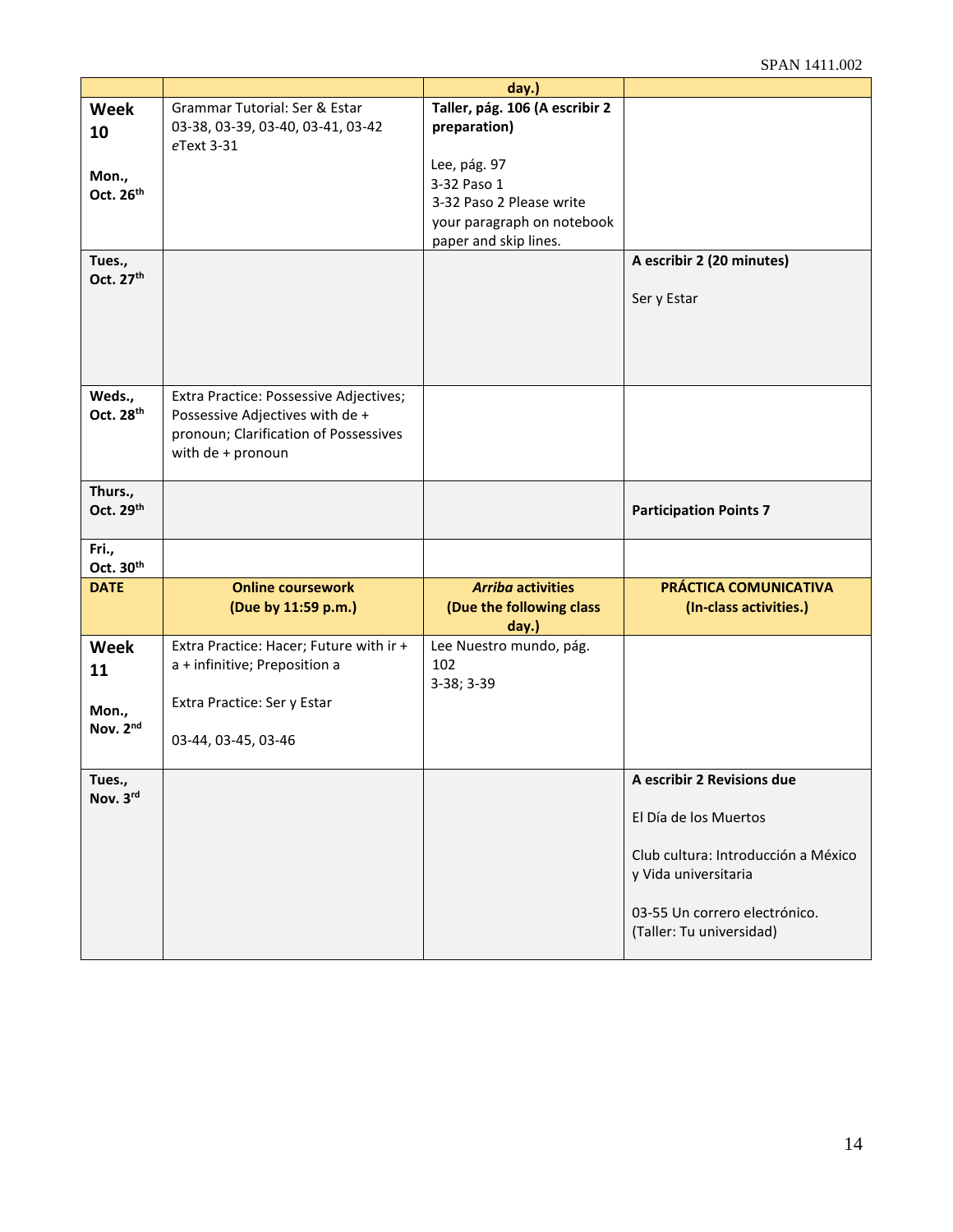| | | day.) | |
|---|---|---|---|
| **Week 10**<br><br>**Mon., Oct. 26th** | Grammar Tutorial: Ser & Estar<br>03-38, 03-39, 03-40, 03-41, 03-42<br>*e*Text 3-31 | **Taller, pág. 106 (A escribir 2 preparation)**<br><br>Lee, pág. 97<br>3-32 Paso 1<br>3-32 Paso 2 Please write your paragraph on notebook paper and skip lines. | |
| **Tues., Oct. 27th** | | | **A escribir 2 (20 minutes)**<br><br>Ser y Estar |
| **Weds., Oct. 28th** | Extra Practice: Possessive Adjectives; Possessive Adjectives with de + pronoun; Clarification of Possessives with de + pronoun | | |
| **Thurs., Oct. 29th** | | | **Participation Points 7** |
| **Fri., Oct. 30th** | | | |
| **DATE** | **Online coursework (Due by 11:59 p.m.)** | ***Arriba* activities (Due the following class day.)** | **PRÁCTICA COMUNICATIVA (In-class activities.)** |
| **Week 11**<br><br>**Mon., Nov. 2nd** | Extra Practice: Hacer; Future with ir + a + infinitive; Preposition a<br><br>Extra Practice: Ser y Estar<br><br>03-44, 03-45, 03-46 | Lee Nuestro mundo, pág. 102<br>3-38; 3-39 | |
| **Tues., Nov. 3rd** | | | **A escribir 2 Revisions due**<br><br>El Día de los Muertos<br><br>Club cultura: Introducción a México y Vida universitaria<br><br>03-55 Un correro electrónico. (Taller: Tu universidad) |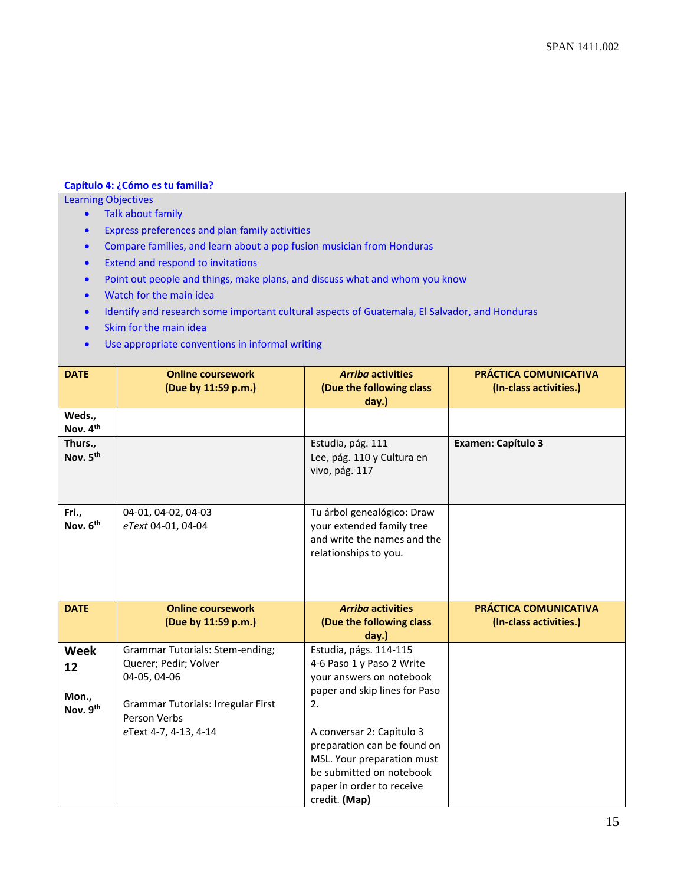## Capítulo 4: ¿Cómo es tu familia?

Learning Objectives

- Talk about family
- Express preferences and plan family activities
- Compare families, and learn about a pop fusion musician from Honduras
- Extend and respond to invitations
- Point out people and things, make plans, and discuss what and whom you know
- Watch for the main idea
- Identify and research some important cultural aspects of Guatemala, El Salvador, and Honduras
- Skim for the main idea
- Use appropriate conventions in informal writing

| DATE | Online coursework (Due by 11:59 p.m.) | *Arriba* activities (Due the following class day.) | PRÁCTICA COMUNICATIVA (In-class activities.) |
|---|---|---|---|
| **Weds., Nov. 4th** | | | |
| **Thurs., Nov. 5th** | | Estudia, pág. 111<br>Lee, pág. 110 y Cultura en vivo, pág. 117 | **Examen: Capítulo 3** |
| **Fri., Nov. 6th** | 04-01, 04-02, 04-03<br>*eText* 04-01, 04-04 | Tu árbol genealógico: Draw your extended family tree and write the names and the relationships to you. | |
| **DATE** | **Online coursework (Due by 11:59 p.m.)** | ***Arriba* activities (Due the following class day.)** | **PRÁCTICA COMUNICATIVA (In-class activities.)** |
| **Week 12**<br><br>**Mon., Nov. 9th** | Grammar Tutorials: Stem-ending; Querer; Pedir; Volver<br>04-05, 04-06<br><br>Grammar Tutorials: Irregular First Person Verbs<br>*e*Text 4-7, 4-13, 4-14 | Estudia, págs. 114-115<br>4-6 Paso 1 y Paso 2 Write your answers on notebook paper and skip lines for Paso 2.<br><br>A conversar 2: Capítulo 3 preparation can be found on MSL. Your preparation must be submitted on notebook paper in order to receive credit. **(Map)** | |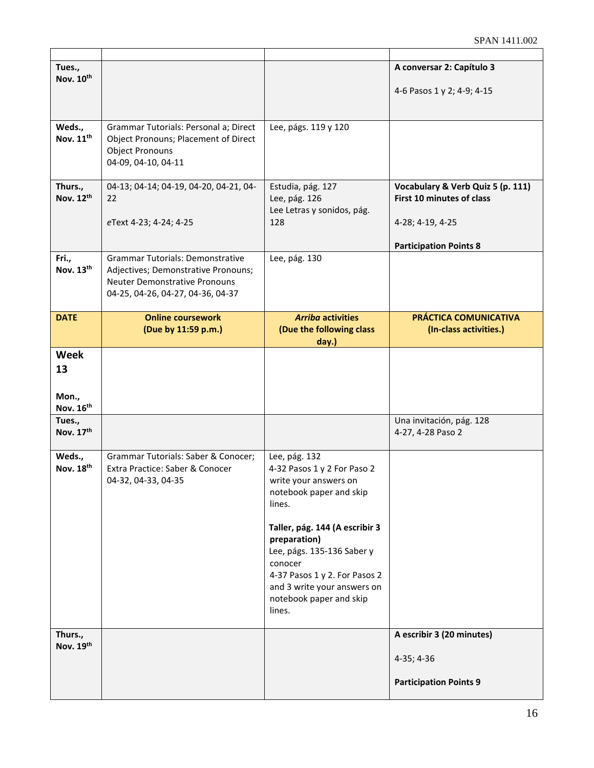| | | | |
|---|---|---|---|
| **Tues., Nov. 10th** | | | **A conversar 2: Capítulo 3**<br><br>4-6 Pasos 1 y 2; 4-9; 4-15 |
| **Weds., Nov. 11th** | Grammar Tutorials: Personal a; Direct Object Pronouns; Placement of Direct Object Pronouns<br>04-09, 04-10, 04-11 | Lee, págs. 119 y 120 | |
| **Thurs., Nov. 12th** | 04-13; 04-14; 04-19, 04-20, 04-21, 04-22<br><br>*e*Text 4-23; 4-24; 4-25 | Estudia, pág. 127<br>Lee, pág. 126<br>Lee Letras y sonidos, pág. 128 | **Vocabulary & Verb Quiz 5 (p. 111) First 10 minutes of class**<br><br>4-28; 4-19, 4-25<br><br>**Participation Points 8** |
| **Fri., Nov. 13th** | Grammar Tutorials: Demonstrative Adjectives; Demonstrative Pronouns; Neuter Demonstrative Pronouns<br>04-25, 04-26, 04-27, 04-36, 04-37 | Lee, pág. 130 | |
| **DATE** | **Online coursework (Due by 11:59 p.m.)** | ***Arriba* activities (Due the following class day.)** | **PRÁCTICA COMUNICATIVA (In-class activities.)** |
| **Week 13**<br><br>**Mon., Nov. 16th** | | | |
| **Tues., Nov. 17th** | | | Una invitación, pág. 128<br>4-27, 4-28 Paso 2 |
| **Weds., Nov. 18th** | Grammar Tutorials: Saber & Conocer; Extra Practice: Saber & Conocer<br>04-32, 04-33, 04-35 | Lee, pág. 132<br>4-32 Pasos 1 y 2 For Paso 2 write your answers on notebook paper and skip lines.<br><br>**Taller, pág. 144 (A escribir 3 preparation)**<br>Lee, págs. 135-136 Saber y conocer<br>4-37 Pasos 1 y 2. For Pasos 2 and 3 write your answers on notebook paper and skip lines. | |
| **Thurs., Nov. 19th** | | | **A escribir 3 (20 minutes)**<br><br>4-35; 4-36<br><br>**Participation Points 9** |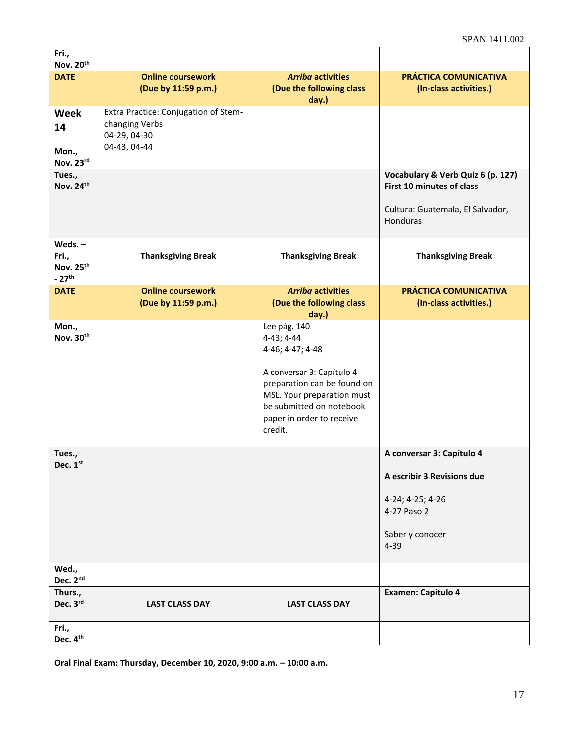| Fri., Nov. 20th | | | |
|---|---|---|---|
| **DATE** | **Online coursework (Due by 11:59 p.m.)** | ***Arriba* activities (Due the following class day.)** | **PRÁCTICA COMUNICATIVA (In-class activities.)** |
| **Week 14** **Mon., Nov. 23rd** | Extra Practice: Conjugation of Stem-changing Verbs 04-29, 04-30 04-43, 04-44 | | |
| **Tues., Nov. 24th** | | | **Vocabulary & Verb Quiz 6 (p. 127) First 10 minutes of class** Cultura: Guatemala, El Salvador, Honduras |
| **Weds. – Fri., Nov. 25th - 27th** | **Thanksgiving Break** | **Thanksgiving Break** | **Thanksgiving Break** |
| **DATE** | **Online coursework (Due by 11:59 p.m.)** | ***Arriba* activities (Due the following class day.)** | **PRÁCTICA COMUNICATIVA (In-class activities.)** |
| **Mon., Nov. 30th** | | Lee pág. 140 4-43; 4-44 4-46; 4-47; 4-48 A conversar 3: Capítulo 4 preparation can be found on MSL. Your preparation must be submitted on notebook paper in order to receive credit. | |
| **Tues., Dec. 1st** | | | **A conversar 3: Capítulo 4** **A escribir 3 Revisions due** 4-24; 4-25; 4-26 4-27 Paso 2 Saber y conocer 4-39 |
| **Wed., Dec. 2nd** | | | |
| **Thurs., Dec. 3rd** | **LAST CLASS DAY** | **LAST CLASS DAY** | **Examen: Capítulo 4** |
| **Fri., Dec. 4th** | | | |

**Oral Final Exam: Thursday, December 10, 2020, 9:00 a.m. – 10:00 a.m.**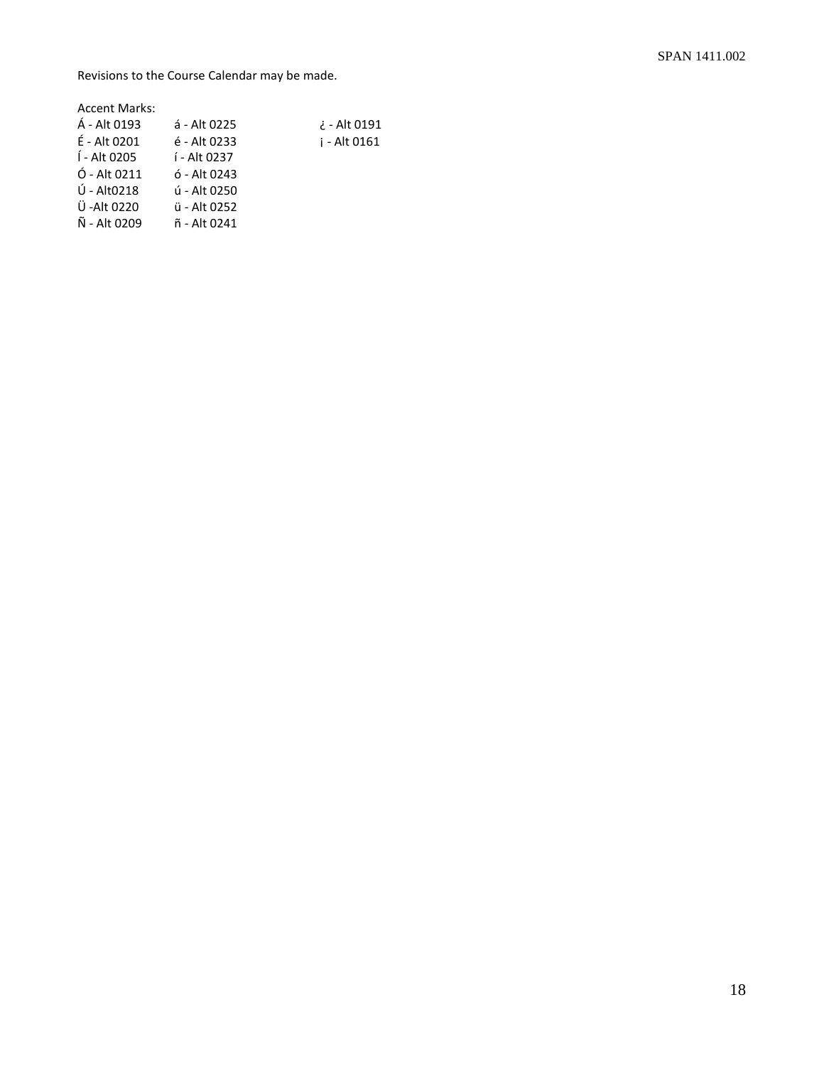Revisions to the Course Calendar may be made.

Accent Marks:

| | | |
|---|---|---|
| Á - Alt 0193 | á - Alt 0225 | ¿ - Alt 0191 |
| É - Alt 0201 | é - Alt 0233 | ¡ - Alt 0161 |
| Í - Alt 0205 | í - Alt 0237 | |
| Ó - Alt 0211 | ó - Alt 0243 | |
| Ú - Alt0218 | ú - Alt 0250 | |
| Ü -Alt 0220 | ü - Alt 0252 | |
| Ñ - Alt 0209 | ñ - Alt 0241 | |